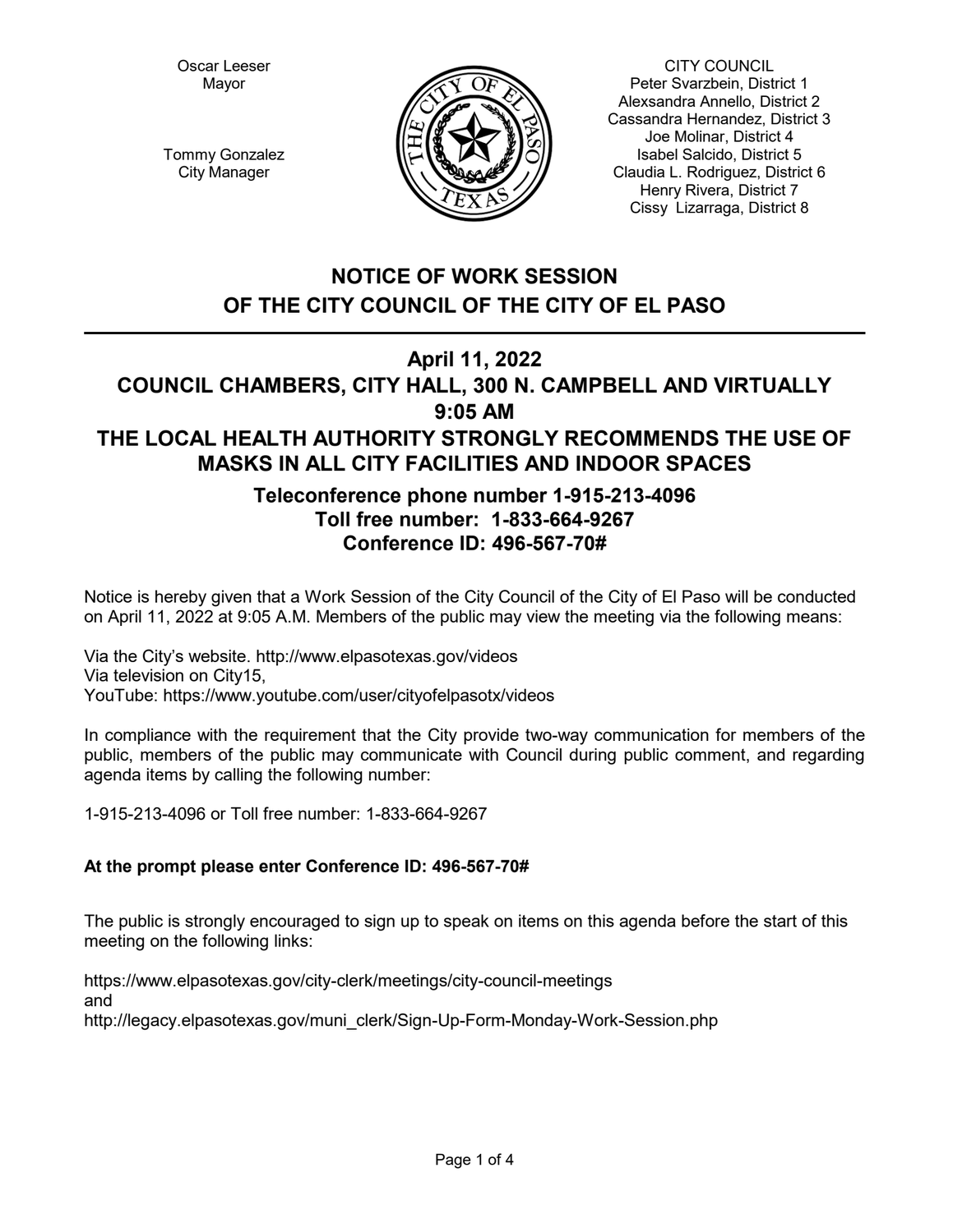Oscar Leeser
Mayor

Tommy Gonzalez
City Manager

CITY COUNCIL
Peter Svarzbein, District 1
Alexsandra Annello, District 2
Cassandra Hernandez, District 3
Joe Molinar, District 4
Isabel Salcido, District 5
Claudia L. Rodriguez, District 6
Henry Rivera, District 7
Cissy Lizarraga, District 8

# NOTICE OF WORK SESSION OF THE CITY COUNCIL OF THE CITY OF EL PASO

---

## April 11, 2022
## COUNCIL CHAMBERS, CITY HALL, 300 N. CAMPBELL AND VIRTUALLY
## 9:05 AM
## THE LOCAL HEALTH AUTHORITY STRONGLY RECOMMENDS THE USE OF MASKS IN ALL CITY FACILITIES AND INDOOR SPACES

### Teleconference phone number 1-915-213-4096
### Toll free number: 1-833-664-9267
### Conference ID: 496-567-70#

Notice is hereby given that a Work Session of the City Council of the City of El Paso will be conducted on April 11, 2022 at 9:05 A.M. Members of the public may view the meeting via the following means:

Via the City's website. http://www.elpasotexas.gov/videos
Via television on City15,
YouTube: https://www.youtube.com/user/cityofelpasotx/videos

In compliance with the requirement that the City provide two-way communication for members of the public, members of the public may communicate with Council during public comment, and regarding agenda items by calling the following number:

1-915-213-4096 or Toll free number: 1-833-664-9267

**At the prompt please enter Conference ID: 496-567-70#**

The public is strongly encouraged to sign up to speak on items on this agenda before the start of this meeting on the following links:

https://www.elpasotexas.gov/city-clerk/meetings/city-council-meetings
and
http://legacy.elpasotexas.gov/muni_clerk/Sign-Up-Form-Monday-Work-Session.php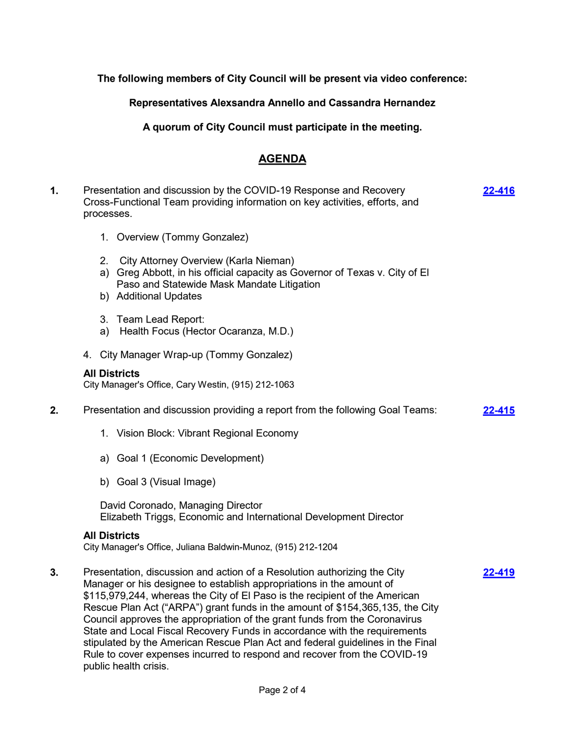**The following members of City Council will be present via video conference:**

**Representatives Alexsandra Annello and Cassandra Hernandez**

**A quorum of City Council must participate in the meeting.**

## AGENDA

**1.** Presentation and discussion by the COVID-19 Response and Recovery Cross-Functional Team providing information on key activities, efforts, and processes. **22-416**

1. Overview (Tommy Gonzalez)

2. City Attorney Overview (Karla Nieman)
   a) Greg Abbott, in his official capacity as Governor of Texas v. City of El Paso and Statewide Mask Mandate Litigation
   b) Additional Updates

3. Team Lead Report:
   a) Health Focus (Hector Ocaranza, M.D.)

4. City Manager Wrap-up (Tommy Gonzalez)

**All Districts**
City Manager's Office, Cary Westin, (915) 212-1063

**2.** Presentation and discussion providing a report from the following Goal Teams: **22-415**

1. Vision Block: Vibrant Regional Economy

   a) Goal 1 (Economic Development)

   b) Goal 3 (Visual Image)

David Coronado, Managing Director
Elizabeth Triggs, Economic and International Development Director

**All Districts**
City Manager's Office, Juliana Baldwin-Munoz, (915) 212-1204

**3.** Presentation, discussion and action of a Resolution authorizing the City Manager or his designee to establish appropriations in the amount of $115,979,244, whereas the City of El Paso is the recipient of the American Rescue Plan Act ("ARPA") grant funds in the amount of $154,365,135, the City Council approves the appropriation of the grant funds from the Coronavirus State and Local Fiscal Recovery Funds in accordance with the requirements stipulated by the American Rescue Plan Act and federal guidelines in the Final Rule to cover expenses incurred to respond and recover from the COVID-19 public health crisis. **22-419**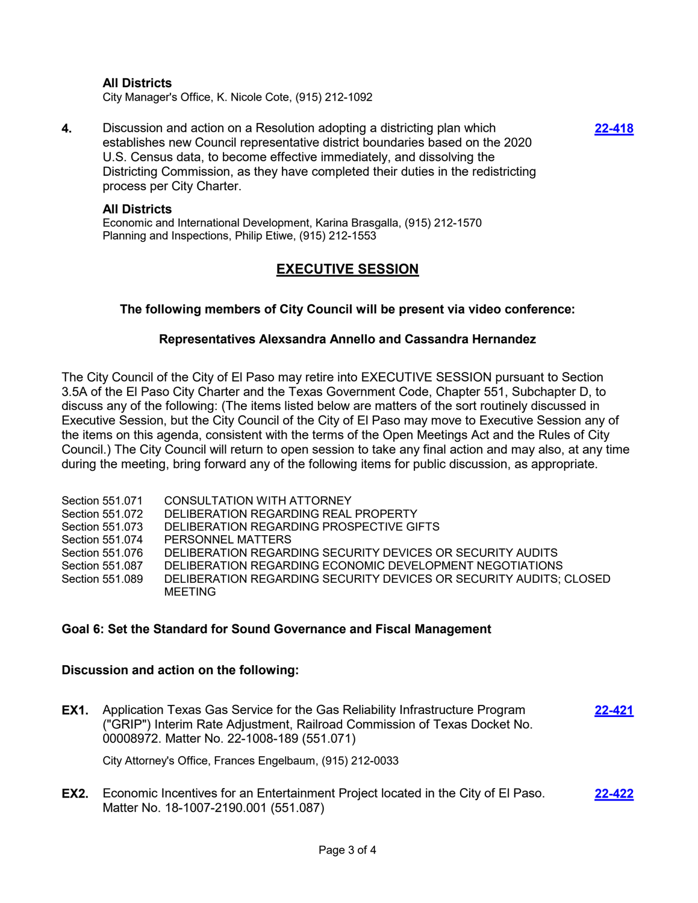**All Districts**
City Manager's Office, K. Nicole Cote, (915) 212-1092

**4.** Discussion and action on a Resolution adopting a districting plan which establishes new Council representative district boundaries based on the 2020 U.S. Census data, to become effective immediately, and dissolving the Districting Commission, as they have completed their duties in the redistricting process per City Charter. [22-418]

**All Districts**
Economic and International Development, Karina Brasgalla, (915) 212-1570
Planning and Inspections, Philip Etiwe, (915) 212-1553

## EXECUTIVE SESSION

**The following members of City Council will be present via video conference:**

**Representatives Alexsandra Annello and Cassandra Hernandez**

The City Council of the City of El Paso may retire into EXECUTIVE SESSION pursuant to Section 3.5A of the El Paso City Charter and the Texas Government Code, Chapter 551, Subchapter D, to discuss any of the following: (The items listed below are matters of the sort routinely discussed in Executive Session, but the City Council of the City of El Paso may move to Executive Session any of the items on this agenda, consistent with the terms of the Open Meetings Act and the Rules of City Council.) The City Council will return to open session to take any final action and may also, at any time during the meeting, bring forward any of the following items for public discussion, as appropriate.

| | |
|---|---|
| Section 551.071 | CONSULTATION WITH ATTORNEY |
| Section 551.072 | DELIBERATION REGARDING REAL PROPERTY |
| Section 551.073 | DELIBERATION REGARDING PROSPECTIVE GIFTS |
| Section 551.074 | PERSONNEL MATTERS |
| Section 551.076 | DELIBERATION REGARDING SECURITY DEVICES OR SECURITY AUDITS |
| Section 551.087 | DELIBERATION REGARDING ECONOMIC DEVELOPMENT NEGOTIATIONS |
| Section 551.089 | DELIBERATION REGARDING SECURITY DEVICES OR SECURITY AUDITS; CLOSED MEETING |

**Goal 6: Set the Standard for Sound Governance and Fiscal Management**

**Discussion and action on the following:**

**EX1.** Application Texas Gas Service for the Gas Reliability Infrastructure Program ("GRIP") Interim Rate Adjustment, Railroad Commission of Texas Docket No. 00008972. Matter No. 22-1008-189 (551.071) [22-421]

City Attorney's Office, Frances Engelbaum, (915) 212-0033

**EX2.** Economic Incentives for an Entertainment Project located in the City of El Paso. Matter No. 18-1007-2190.001 (551.087) [22-422]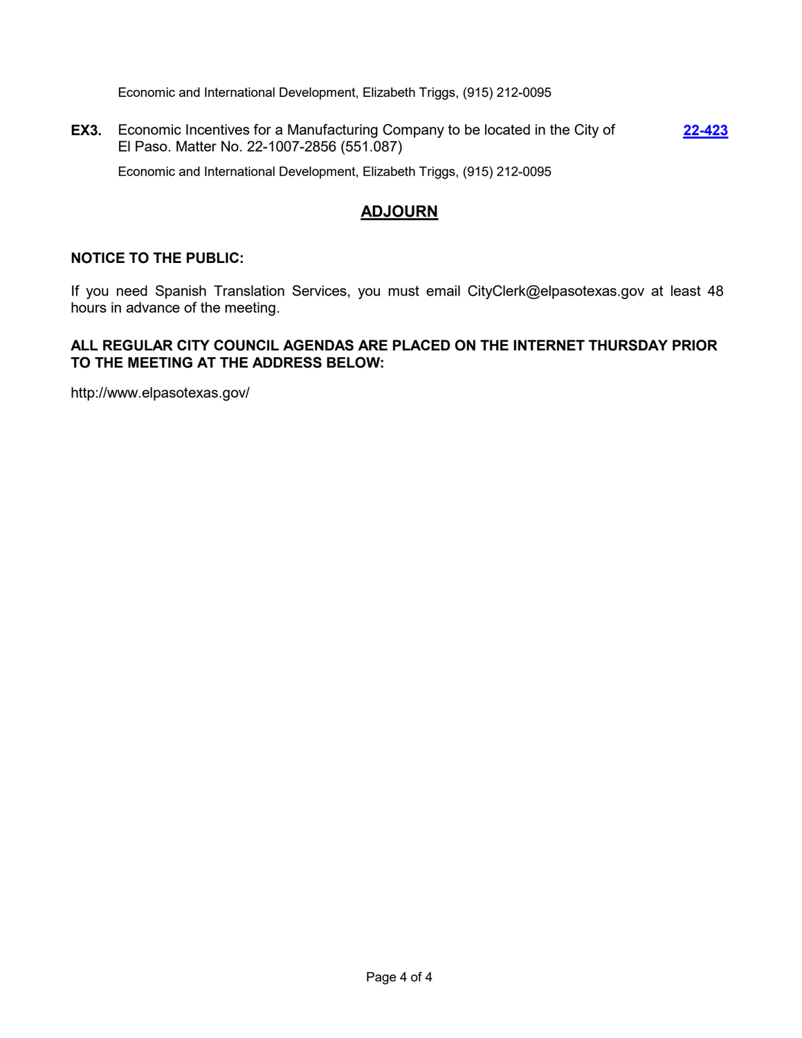Economic and International Development, Elizabeth Triggs, (915) 212-0095

**EX3.** Economic Incentives for a Manufacturing Company to be located in the City of El Paso. Matter No. 22-1007-2856 (551.087) **22-423**

Economic and International Development, Elizabeth Triggs, (915) 212-0095

## ADJOURN

**NOTICE TO THE PUBLIC:**

If you need Spanish Translation Services, you must email CityClerk@elpasotexas.gov at least 48 hours in advance of the meeting.

**ALL REGULAR CITY COUNCIL AGENDAS ARE PLACED ON THE INTERNET THURSDAY PRIOR TO THE MEETING AT THE ADDRESS BELOW:**

http://www.elpasotexas.gov/